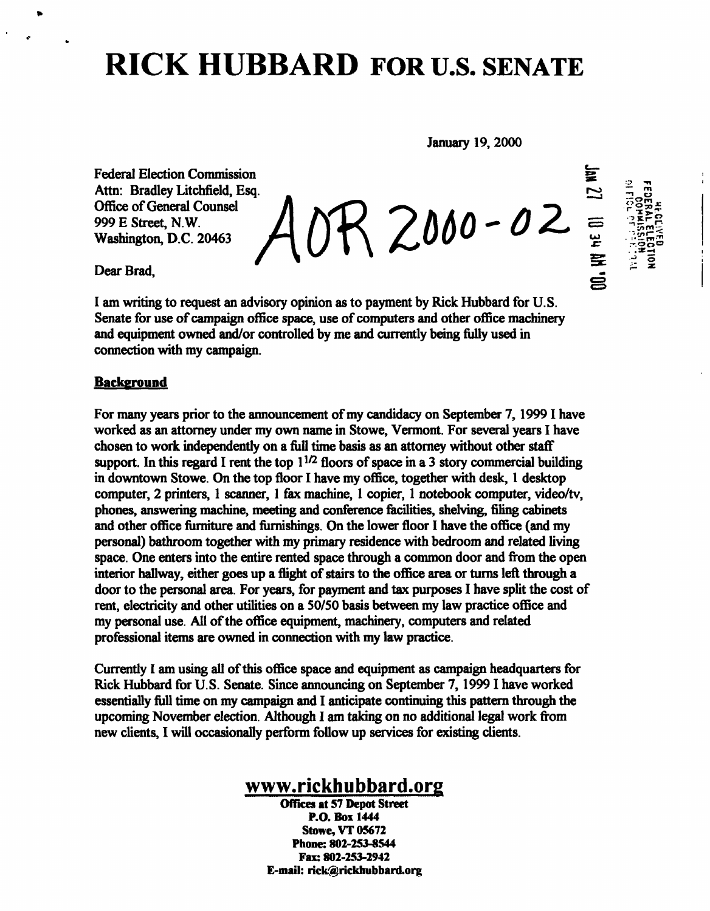# RICK HUBBARD FOR U.S. SENATE

January 19, 2000

Federal Election Commission
Attn: Bradley Litchfield, Esq.
Office of General Counsel
999 E Street, N.W.
Washington, D.C. 20463

AOR 2000-02

JAN 27 10 34 AM '00

RECEIVED
FEDERAL ELECTION COMMISSION
OFFICE OF GENERAL COUNSEL

Dear Brad,

I am writing to request an advisory opinion as to payment by Rick Hubbard for U.S. Senate for use of campaign office space, use of computers and other office machinery and equipment owned and/or controlled by me and currently being fully used in connection with my campaign.

**Background**

For many years prior to the announcement of my candidacy on September 7, 1999 I have worked as an attorney under my own name in Stowe, Vermont. For several years I have chosen to work independently on a full time basis as an attorney without other staff support. In this regard I rent the top $1^{1/2}$ floors of space in a 3 story commercial building in downtown Stowe. On the top floor I have my office, together with desk, 1 desktop computer, 2 printers, 1 scanner, 1 fax machine, 1 copier, 1 notebook computer, video/tv, phones, answering machine, meeting and conference facilities, shelving, filing cabinets and other office furniture and furnishings. On the lower floor I have the office (and my personal) bathroom together with my primary residence with bedroom and related living space. One enters into the entire rented space through a common door and from the open interior hallway, either goes up a flight of stairs to the office area or turns left through a door to the personal area. For years, for payment and tax purposes I have split the cost of rent, electricity and other utilities on a 50/50 basis between my law practice office and my personal use. All of the office equipment, machinery, computers and related professional items are owned in connection with my law practice.

Currently I am using all of this office space and equipment as campaign headquarters for Rick Hubbard for U.S. Senate. Since announcing on September 7, 1999 I have worked essentially full time on my campaign and I anticipate continuing this pattern through the upcoming November election. Although I am taking on no additional legal work from new clients, I will occasionally perform follow up services for existing clients.

**www.rickhubbard.org**

**Offices at 57 Depot Street**
**P.O. Box 1444**
**Stowe, VT 05672**
**Phone: 802-253-8544**
**Fax: 802-253-2942**
**E-mail: rick@rickhubbard.org**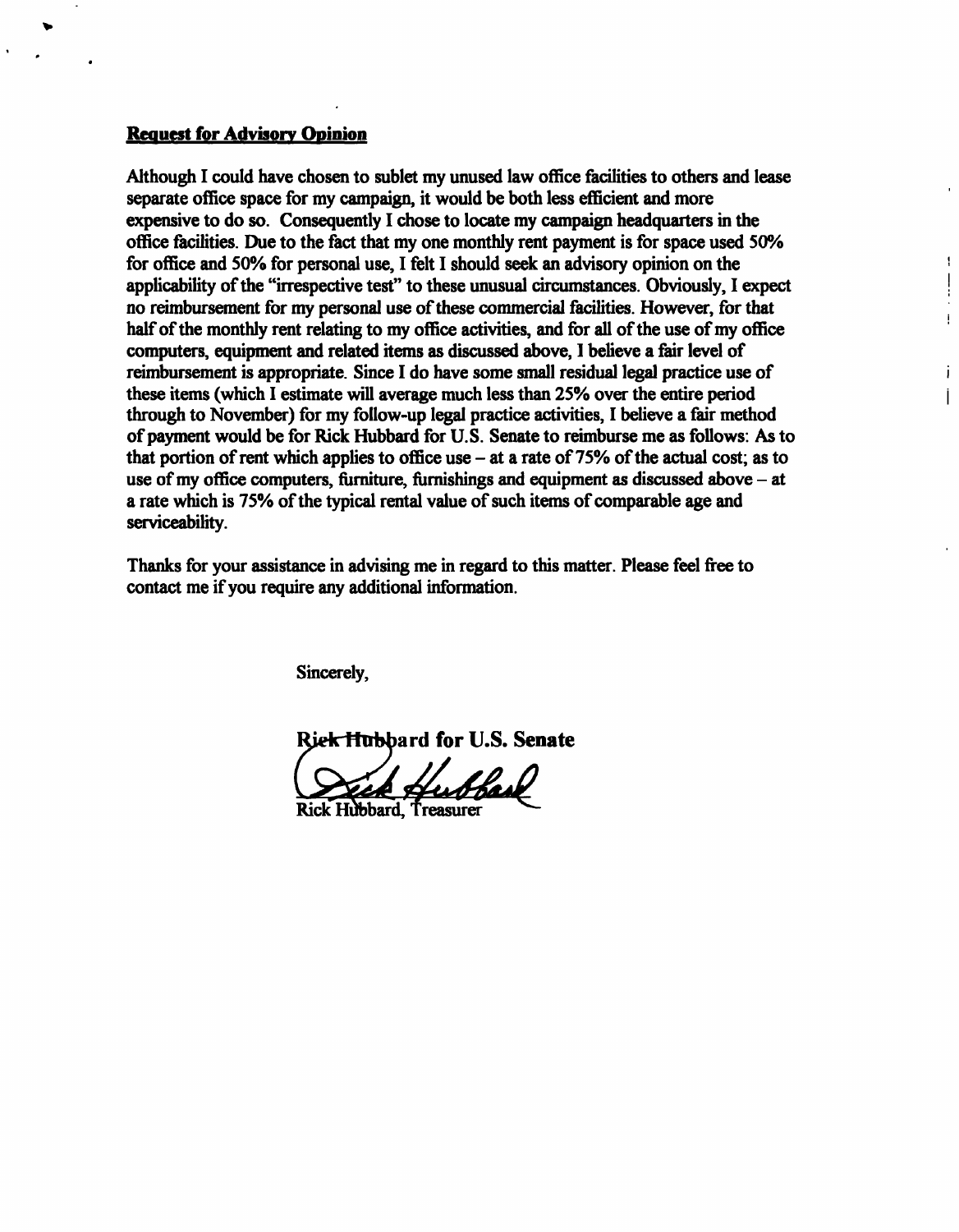**Request for Advisory Opinion**

Although I could have chosen to sublet my unused law office facilities to others and lease separate office space for my campaign, it would be both less efficient and more expensive to do so. Consequently I chose to locate my campaign headquarters in the office facilities. Due to the fact that my one monthly rent payment is for space used 50% for office and 50% for personal use, I felt I should seek an advisory opinion on the applicability of the "irrespective test" to these unusual circumstances. Obviously, I expect no reimbursement for my personal use of these commercial facilities. However, for that half of the monthly rent relating to my office activities, and for all of the use of my office computers, equipment and related items as discussed above, I believe a fair level of reimbursement is appropriate. Since I do have some small residual legal practice use of these items (which I estimate will average much less than 25% over the entire period through to November) for my follow-up legal practice activities, I believe a fair method of payment would be for Rick Hubbard for U.S. Senate to reimburse me as follows: As to that portion of rent which applies to office use – at a rate of 75% of the actual cost; as to use of my office computers, furniture, furnishings and equipment as discussed above – at a rate which is 75% of the typical rental value of such items of comparable age and serviceability.

Thanks for your assistance in advising me in regard to this matter. Please feel free to contact me if you require any additional information.

Sincerely,

**Rick Hubbard for U.S. Senate**

Rick Hubbard, Treasurer